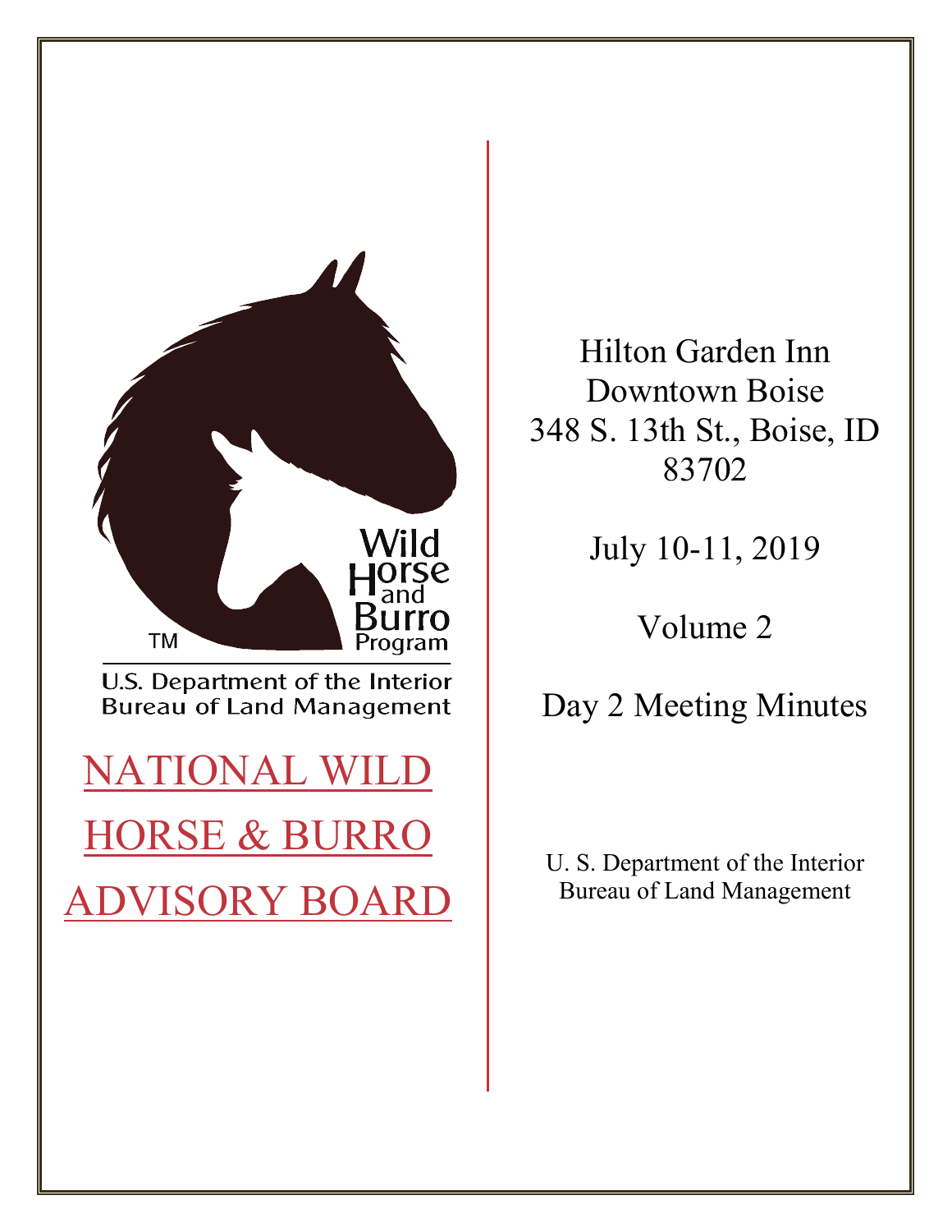Wild Horse and Burro Program

U.S. Department of the Interior
Bureau of Land Management

# NATIONAL WILD HORSE & BURRO ADVISORY BOARD

Hilton Garden Inn
Downtown Boise
348 S. 13th St., Boise, ID 83702

July 10-11, 2019

Volume 2

Day 2 Meeting Minutes

U. S. Department of the Interior
Bureau of Land Management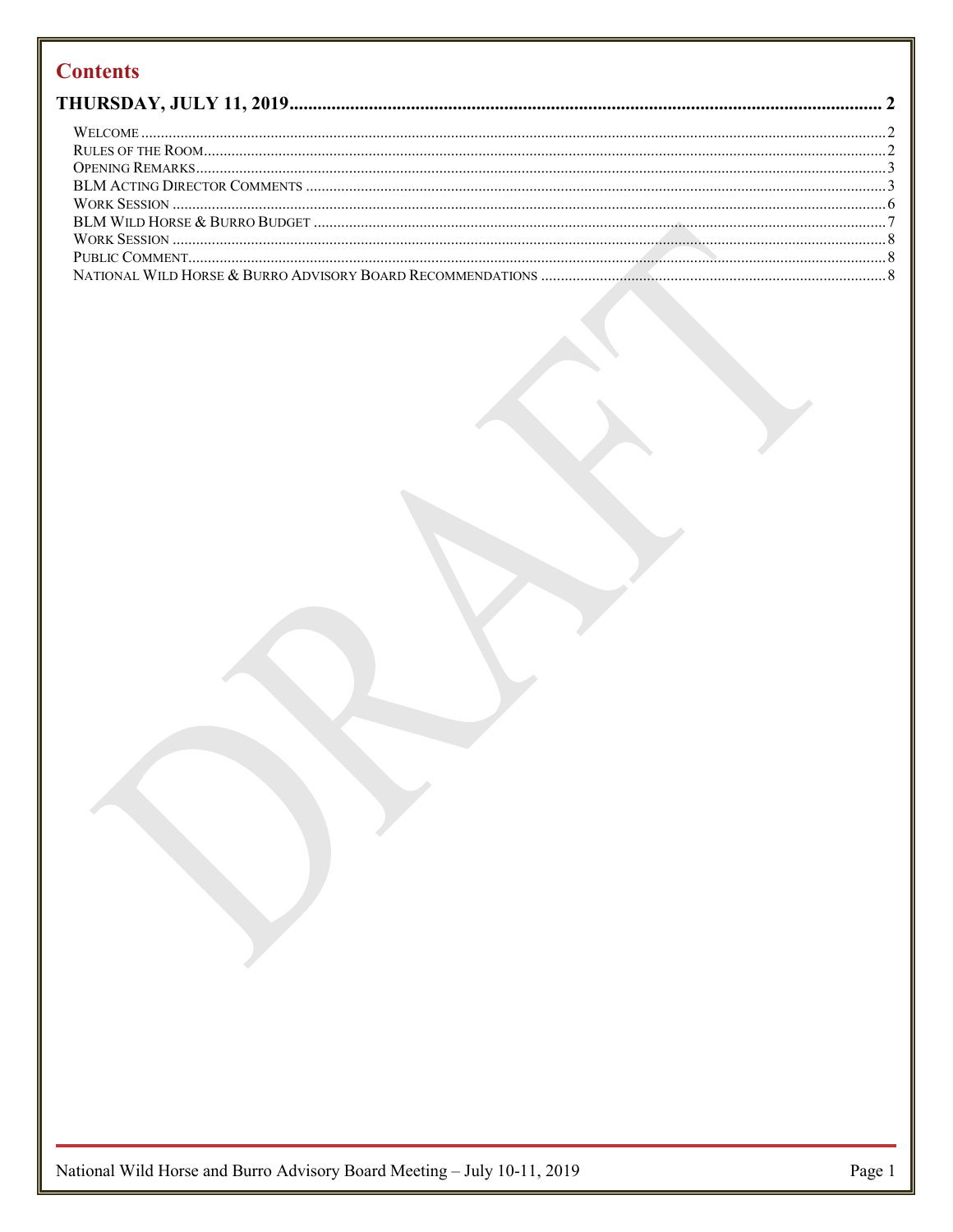# Contents

**THURSDAY, JULY 11, 2019 .......... 2**

- WELCOME .......... 2
- RULES OF THE ROOM .......... 2
- OPENING REMARKS .......... 3
- BLM ACTING DIRECTOR COMMENTS .......... 3
- WORK SESSION .......... 6
- BLM WILD HORSE & BURRO BUDGET .......... 7
- WORK SESSION .......... 8
- PUBLIC COMMENT .......... 8
- NATIONAL WILD HORSE & BURRO ADVISORY BOARD RECOMMENDATIONS .......... 8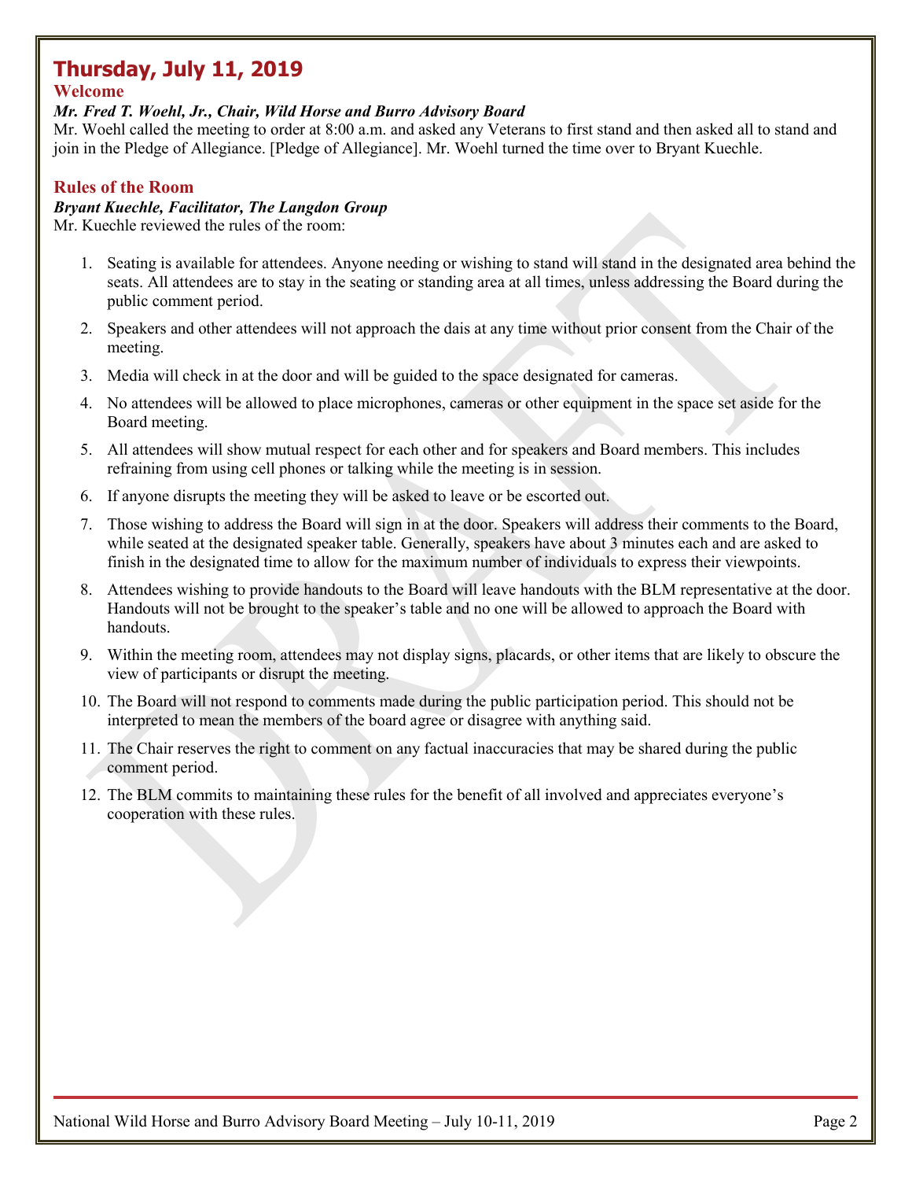# Thursday, July 11, 2019

## Welcome

***Mr. Fred T. Woehl, Jr., Chair, Wild Horse and Burro Advisory Board***

Mr. Woehl called the meeting to order at 8:00 a.m. and asked any Veterans to first stand and then asked all to stand and join in the Pledge of Allegiance. [Pledge of Allegiance]. Mr. Woehl turned the time over to Bryant Kuechle.

## Rules of the Room

***Bryant Kuechle, Facilitator, The Langdon Group***

Mr. Kuechle reviewed the rules of the room:

1. Seating is available for attendees. Anyone needing or wishing to stand will stand in the designated area behind the seats. All attendees are to stay in the seating or standing area at all times, unless addressing the Board during the public comment period.
2. Speakers and other attendees will not approach the dais at any time without prior consent from the Chair of the meeting.
3. Media will check in at the door and will be guided to the space designated for cameras.
4. No attendees will be allowed to place microphones, cameras or other equipment in the space set aside for the Board meeting.
5. All attendees will show mutual respect for each other and for speakers and Board members. This includes refraining from using cell phones or talking while the meeting is in session.
6. If anyone disrupts the meeting they will be asked to leave or be escorted out.
7. Those wishing to address the Board will sign in at the door. Speakers will address their comments to the Board, while seated at the designated speaker table. Generally, speakers have about 3 minutes each and are asked to finish in the designated time to allow for the maximum number of individuals to express their viewpoints.
8. Attendees wishing to provide handouts to the Board will leave handouts with the BLM representative at the door. Handouts will not be brought to the speaker's table and no one will be allowed to approach the Board with handouts.
9. Within the meeting room, attendees may not display signs, placards, or other items that are likely to obscure the view of participants or disrupt the meeting.
10. The Board will not respond to comments made during the public participation period. This should not be interpreted to mean the members of the board agree or disagree with anything said.
11. The Chair reserves the right to comment on any factual inaccuracies that may be shared during the public comment period.
12. The BLM commits to maintaining these rules for the benefit of all involved and appreciates everyone's cooperation with these rules.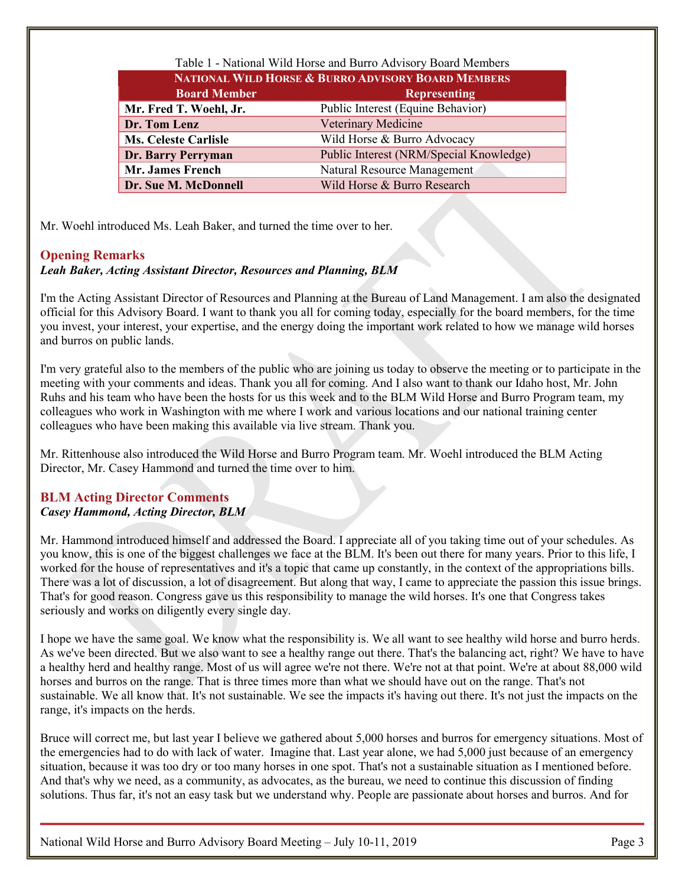Table 1 - National Wild Horse and Burro Advisory Board Members

| National Wild Horse & Burro Advisory Board Members | |
|---|---|
| **Board Member** | **Representing** |
| **Mr. Fred T. Woehl, Jr.** | Public Interest (Equine Behavior) |
| **Dr. Tom Lenz** | Veterinary Medicine |
| **Ms. Celeste Carlisle** | Wild Horse & Burro Advocacy |
| **Dr. Barry Perryman** | Public Interest (NRM/Special Knowledge) |
| **Mr. James French** | Natural Resource Management |
| **Dr. Sue M. McDonnell** | Wild Horse & Burro Research |

Mr. Woehl introduced Ms. Leah Baker, and turned the time over to her.

## Opening Remarks

***Leah Baker, Acting Assistant Director, Resources and Planning, BLM***

I'm the Acting Assistant Director of Resources and Planning at the Bureau of Land Management. I am also the designated official for this Advisory Board. I want to thank you all for coming today, especially for the board members, for the time you invest, your interest, your expertise, and the energy doing the important work related to how we manage wild horses and burros on public lands.

I'm very grateful also to the members of the public who are joining us today to observe the meeting or to participate in the meeting with your comments and ideas. Thank you all for coming. And I also want to thank our Idaho host, Mr. John Ruhs and his team who have been the hosts for us this week and to the BLM Wild Horse and Burro Program team, my colleagues who work in Washington with me where I work and various locations and our national training center colleagues who have been making this available via live stream. Thank you.

Mr. Rittenhouse also introduced the Wild Horse and Burro Program team. Mr. Woehl introduced the BLM Acting Director, Mr. Casey Hammond and turned the time over to him.

## BLM Acting Director Comments

***Casey Hammond, Acting Director, BLM***

Mr. Hammond introduced himself and addressed the Board. I appreciate all of you taking time out of your schedules. As you know, this is one of the biggest challenges we face at the BLM. It's been out there for many years. Prior to this life, I worked for the house of representatives and it's a topic that came up constantly, in the context of the appropriations bills. There was a lot of discussion, a lot of disagreement. But along that way, I came to appreciate the passion this issue brings. That's for good reason. Congress gave us this responsibility to manage the wild horses. It's one that Congress takes seriously and works on diligently every single day.

I hope we have the same goal. We know what the responsibility is. We all want to see healthy wild horse and burro herds. As we've been directed. But we also want to see a healthy range out there. That's the balancing act, right? We have to have a healthy herd and healthy range. Most of us will agree we're not there. We're not at that point. We're at about 88,000 wild horses and burros on the range. That is three times more than what we should have out on the range. That's not sustainable. We all know that. It's not sustainable. We see the impacts it's having out there. It's not just the impacts on the range, it's impacts on the herds.

Bruce will correct me, but last year I believe we gathered about 5,000 horses and burros for emergency situations. Most of the emergencies had to do with lack of water. Imagine that. Last year alone, we had 5,000 just because of an emergency situation, because it was too dry or too many horses in one spot. That's not a sustainable situation as I mentioned before. And that's why we need, as a community, as advocates, as the bureau, we need to continue this discussion of finding solutions. Thus far, it's not an easy task but we understand why. People are passionate about horses and burros. And for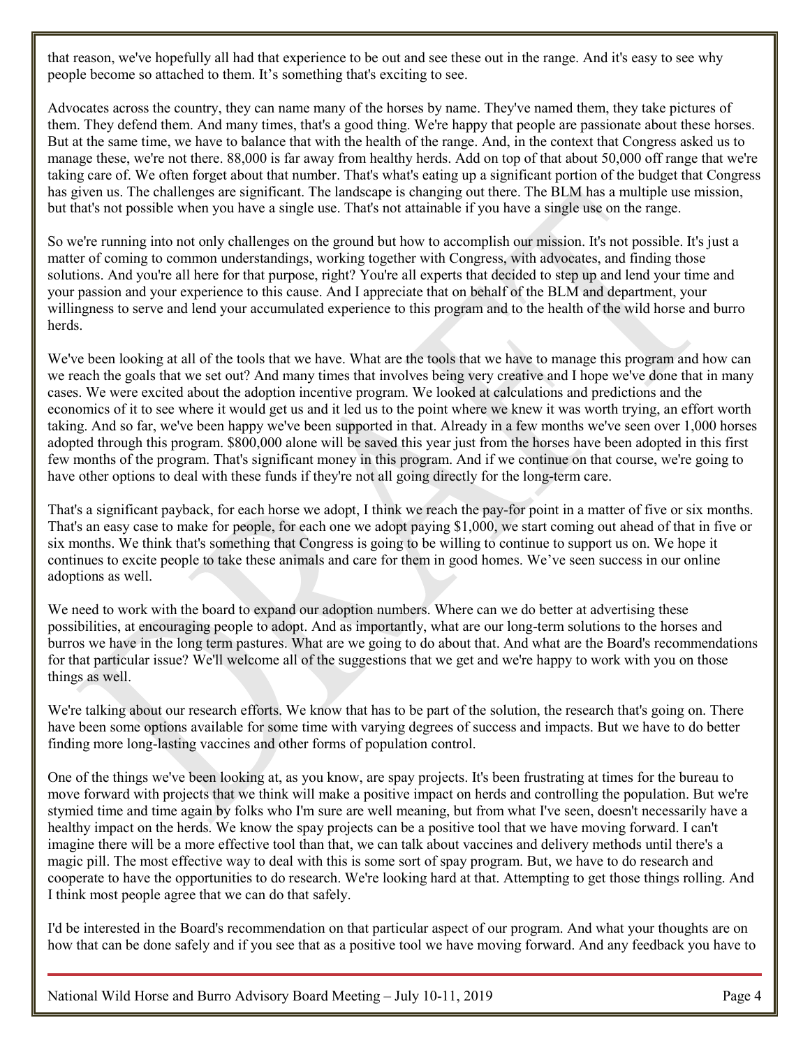that reason, we've hopefully all had that experience to be out and see these out in the range. And it's easy to see why people become so attached to them. It's something that's exciting to see.

Advocates across the country, they can name many of the horses by name. They've named them, they take pictures of them. They defend them. And many times, that's a good thing. We're happy that people are passionate about these horses. But at the same time, we have to balance that with the health of the range. And, in the context that Congress asked us to manage these, we're not there. 88,000 is far away from healthy herds. Add on top of that about 50,000 off range that we're taking care of. We often forget about that number. That's what's eating up a significant portion of the budget that Congress has given us. The challenges are significant. The landscape is changing out there. The BLM has a multiple use mission, but that's not possible when you have a single use. That's not attainable if you have a single use on the range.

So we're running into not only challenges on the ground but how to accomplish our mission. It's not possible. It's just a matter of coming to common understandings, working together with Congress, with advocates, and finding those solutions. And you're all here for that purpose, right? You're all experts that decided to step up and lend your time and your passion and your experience to this cause. And I appreciate that on behalf of the BLM and department, your willingness to serve and lend your accumulated experience to this program and to the health of the wild horse and burro herds.

We've been looking at all of the tools that we have. What are the tools that we have to manage this program and how can we reach the goals that we set out? And many times that involves being very creative and I hope we've done that in many cases. We were excited about the adoption incentive program. We looked at calculations and predictions and the economics of it to see where it would get us and it led us to the point where we knew it was worth trying, an effort worth taking. And so far, we've been happy we've been supported in that. Already in a few months we've seen over 1,000 horses adopted through this program. $800,000 alone will be saved this year just from the horses have been adopted in this first few months of the program. That's significant money in this program. And if we continue on that course, we're going to have other options to deal with these funds if they're not all going directly for the long-term care.

That's a significant payback, for each horse we adopt, I think we reach the pay-for point in a matter of five or six months. That's an easy case to make for people, for each one we adopt paying $1,000, we start coming out ahead of that in five or six months. We think that's something that Congress is going to be willing to continue to support us on. We hope it continues to excite people to take these animals and care for them in good homes. We've seen success in our online adoptions as well.

We need to work with the board to expand our adoption numbers. Where can we do better at advertising these possibilities, at encouraging people to adopt. And as importantly, what are our long-term solutions to the horses and burros we have in the long term pastures. What are we going to do about that. And what are the Board's recommendations for that particular issue? We'll welcome all of the suggestions that we get and we're happy to work with you on those things as well.

We're talking about our research efforts. We know that has to be part of the solution, the research that's going on. There have been some options available for some time with varying degrees of success and impacts. But we have to do better finding more long-lasting vaccines and other forms of population control.

One of the things we've been looking at, as you know, are spay projects. It's been frustrating at times for the bureau to move forward with projects that we think will make a positive impact on herds and controlling the population. But we're stymied time and time again by folks who I'm sure are well meaning, but from what I've seen, doesn't necessarily have a healthy impact on the herds. We know the spay projects can be a positive tool that we have moving forward. I can't imagine there will be a more effective tool than that, we can talk about vaccines and delivery methods until there's a magic pill. The most effective way to deal with this is some sort of spay program. But, we have to do research and cooperate to have the opportunities to do research. We're looking hard at that. Attempting to get those things rolling. And I think most people agree that we can do that safely.

I'd be interested in the Board's recommendation on that particular aspect of our program. And what your thoughts are on how that can be done safely and if you see that as a positive tool we have moving forward. And any feedback you have to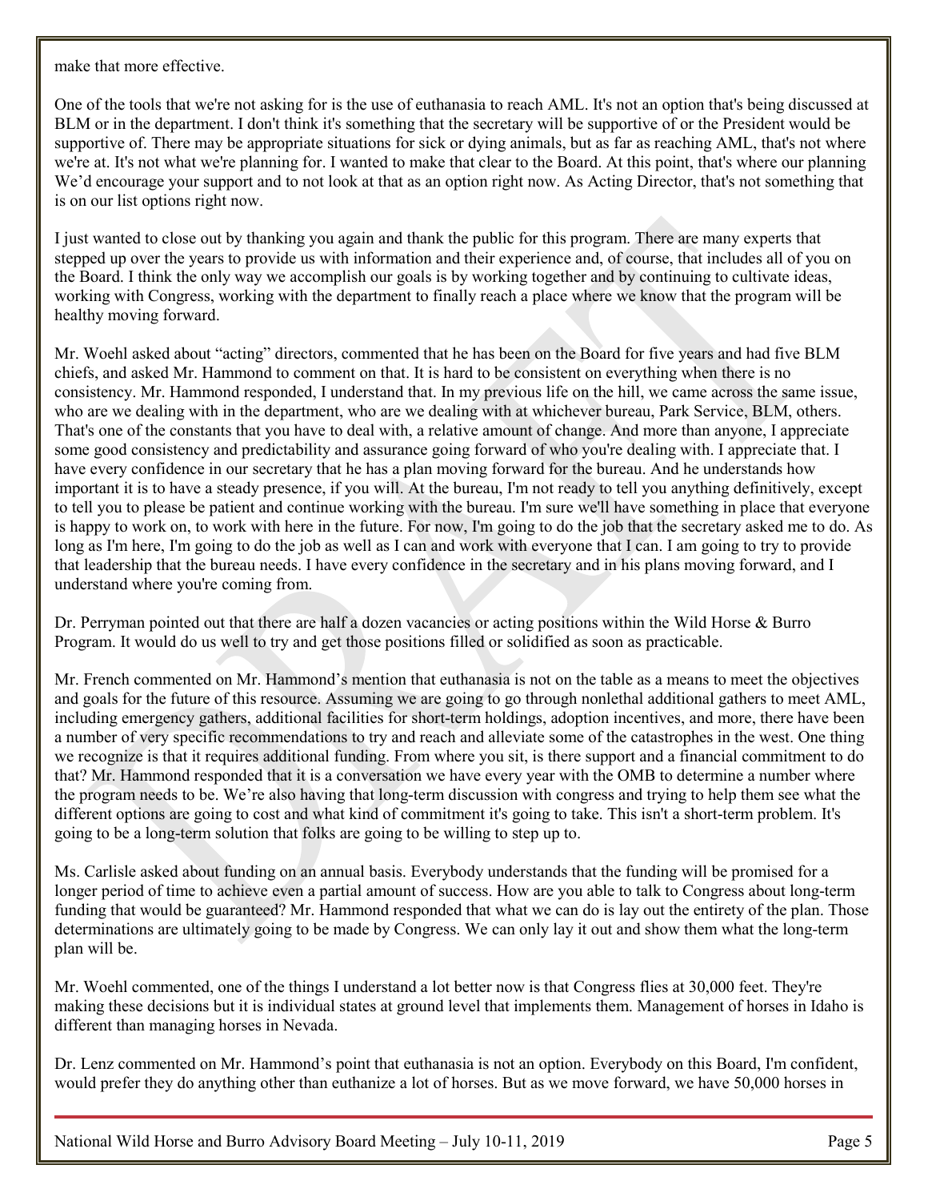make that more effective.

One of the tools that we're not asking for is the use of euthanasia to reach AML. It's not an option that's being discussed at BLM or in the department. I don't think it's something that the secretary will be supportive of or the President would be supportive of. There may be appropriate situations for sick or dying animals, but as far as reaching AML, that's not where we're at. It's not what we're planning for. I wanted to make that clear to the Board. At this point, that's where our planning We'd encourage your support and to not look at that as an option right now. As Acting Director, that's not something that is on our list options right now.

I just wanted to close out by thanking you again and thank the public for this program. There are many experts that stepped up over the years to provide us with information and their experience and, of course, that includes all of you on the Board. I think the only way we accomplish our goals is by working together and by continuing to cultivate ideas, working with Congress, working with the department to finally reach a place where we know that the program will be healthy moving forward.

Mr. Woehl asked about "acting" directors, commented that he has been on the Board for five years and had five BLM chiefs, and asked Mr. Hammond to comment on that. It is hard to be consistent on everything when there is no consistency. Mr. Hammond responded, I understand that. In my previous life on the hill, we came across the same issue, who are we dealing with in the department, who are we dealing with at whichever bureau, Park Service, BLM, others. That's one of the constants that you have to deal with, a relative amount of change. And more than anyone, I appreciate some good consistency and predictability and assurance going forward of who you're dealing with. I appreciate that. I have every confidence in our secretary that he has a plan moving forward for the bureau. And he understands how important it is to have a steady presence, if you will. At the bureau, I'm not ready to tell you anything definitively, except to tell you to please be patient and continue working with the bureau. I'm sure we'll have something in place that everyone is happy to work on, to work with here in the future. For now, I'm going to do the job that the secretary asked me to do. As long as I'm here, I'm going to do the job as well as I can and work with everyone that I can. I am going to try to provide that leadership that the bureau needs. I have every confidence in the secretary and in his plans moving forward, and I understand where you're coming from.

Dr. Perryman pointed out that there are half a dozen vacancies or acting positions within the Wild Horse & Burro Program. It would do us well to try and get those positions filled or solidified as soon as practicable.

Mr. French commented on Mr. Hammond's mention that euthanasia is not on the table as a means to meet the objectives and goals for the future of this resource. Assuming we are going to go through nonlethal additional gathers to meet AML, including emergency gathers, additional facilities for short-term holdings, adoption incentives, and more, there have been a number of very specific recommendations to try and reach and alleviate some of the catastrophes in the west. One thing we recognize is that it requires additional funding. From where you sit, is there support and a financial commitment to do that? Mr. Hammond responded that it is a conversation we have every year with the OMB to determine a number where the program needs to be. We're also having that long-term discussion with congress and trying to help them see what the different options are going to cost and what kind of commitment it's going to take. This isn't a short-term problem. It's going to be a long-term solution that folks are going to be willing to step up to.

Ms. Carlisle asked about funding on an annual basis. Everybody understands that the funding will be promised for a longer period of time to achieve even a partial amount of success. How are you able to talk to Congress about long-term funding that would be guaranteed? Mr. Hammond responded that what we can do is lay out the entirety of the plan. Those determinations are ultimately going to be made by Congress. We can only lay it out and show them what the long-term plan will be.

Mr. Woehl commented, one of the things I understand a lot better now is that Congress flies at 30,000 feet. They're making these decisions but it is individual states at ground level that implements them. Management of horses in Idaho is different than managing horses in Nevada.

Dr. Lenz commented on Mr. Hammond's point that euthanasia is not an option. Everybody on this Board, I'm confident, would prefer they do anything other than euthanize a lot of horses. But as we move forward, we have 50,000 horses in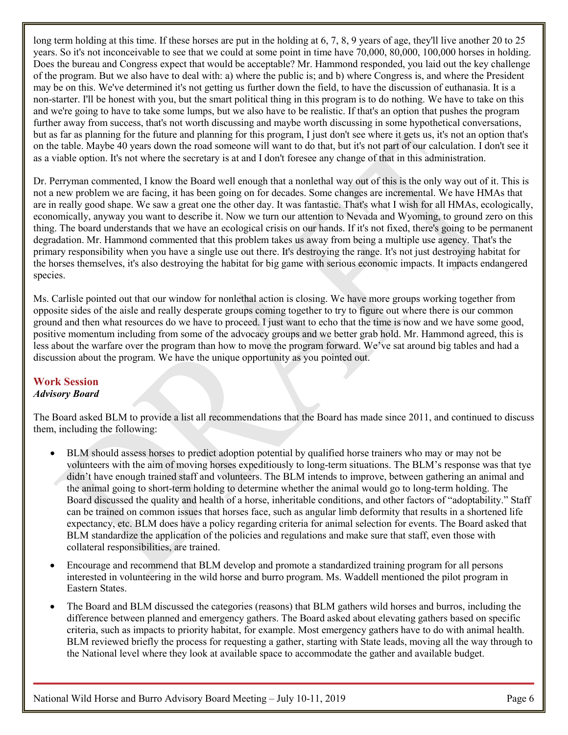long term holding at this time. If these horses are put in the holding at 6, 7, 8, 9 years of age, they'll live another 20 to 25 years. So it's not inconceivable to see that we could at some point in time have 70,000, 80,000, 100,000 horses in holding. Does the bureau and Congress expect that would be acceptable? Mr. Hammond responded, you laid out the key challenge of the program. But we also have to deal with: a) where the public is; and b) where Congress is, and where the President may be on this. We've determined it's not getting us further down the field, to have the discussion of euthanasia. It is a non-starter. I'll be honest with you, but the smart political thing in this program is to do nothing. We have to take on this and we're going to have to take some lumps, but we also have to be realistic. If that's an option that pushes the program further away from success, that's not worth discussing and maybe worth discussing in some hypothetical conversations, but as far as planning for the future and planning for this program, I just don't see where it gets us, it's not an option that's on the table. Maybe 40 years down the road someone will want to do that, but it's not part of our calculation. I don't see it as a viable option. It's not where the secretary is at and I don't foresee any change of that in this administration.

Dr. Perryman commented, I know the Board well enough that a nonlethal way out of this is the only way out of it. This is not a new problem we are facing, it has been going on for decades. Some changes are incremental. We have HMAs that are in really good shape. We saw a great one the other day. It was fantastic. That's what I wish for all HMAs, ecologically, economically, anyway you want to describe it. Now we turn our attention to Nevada and Wyoming, to ground zero on this thing. The board understands that we have an ecological crisis on our hands. If it's not fixed, there's going to be permanent degradation. Mr. Hammond commented that this problem takes us away from being a multiple use agency. That's the primary responsibility when you have a single use out there. It's destroying the range. It's not just destroying habitat for the horses themselves, it's also destroying the habitat for big game with serious economic impacts. It impacts endangered species.

Ms. Carlisle pointed out that our window for nonlethal action is closing. We have more groups working together from opposite sides of the aisle and really desperate groups coming together to try to figure out where there is our common ground and then what resources do we have to proceed. I just want to echo that the time is now and we have some good, positive momentum including from some of the advocacy groups and we better grab hold. Mr. Hammond agreed, this is less about the warfare over the program than how to move the program forward. We've sat around big tables and had a discussion about the program. We have the unique opportunity as you pointed out.

## Work Session

***Advisory Board***

The Board asked BLM to provide a list all recommendations that the Board has made since 2011, and continued to discuss them, including the following:

- BLM should assess horses to predict adoption potential by qualified horse trainers who may or may not be volunteers with the aim of moving horses expeditiously to long-term situations. The BLM's response was that tye didn't have enough trained staff and volunteers. The BLM intends to improve, between gathering an animal and the animal going to short-term holding to determine whether the animal would go to long-term holding. The Board discussed the quality and health of a horse, inheritable conditions, and other factors of "adoptability." Staff can be trained on common issues that horses face, such as angular limb deformity that results in a shortened life expectancy, etc. BLM does have a policy regarding criteria for animal selection for events. The Board asked that BLM standardize the application of the policies and regulations and make sure that staff, even those with collateral responsibilities, are trained.
- Encourage and recommend that BLM develop and promote a standardized training program for all persons interested in volunteering in the wild horse and burro program. Ms. Waddell mentioned the pilot program in Eastern States.
- The Board and BLM discussed the categories (reasons) that BLM gathers wild horses and burros, including the difference between planned and emergency gathers. The Board asked about elevating gathers based on specific criteria, such as impacts to priority habitat, for example. Most emergency gathers have to do with animal health. BLM reviewed briefly the process for requesting a gather, starting with State leads, moving all the way through to the National level where they look at available space to accommodate the gather and available budget.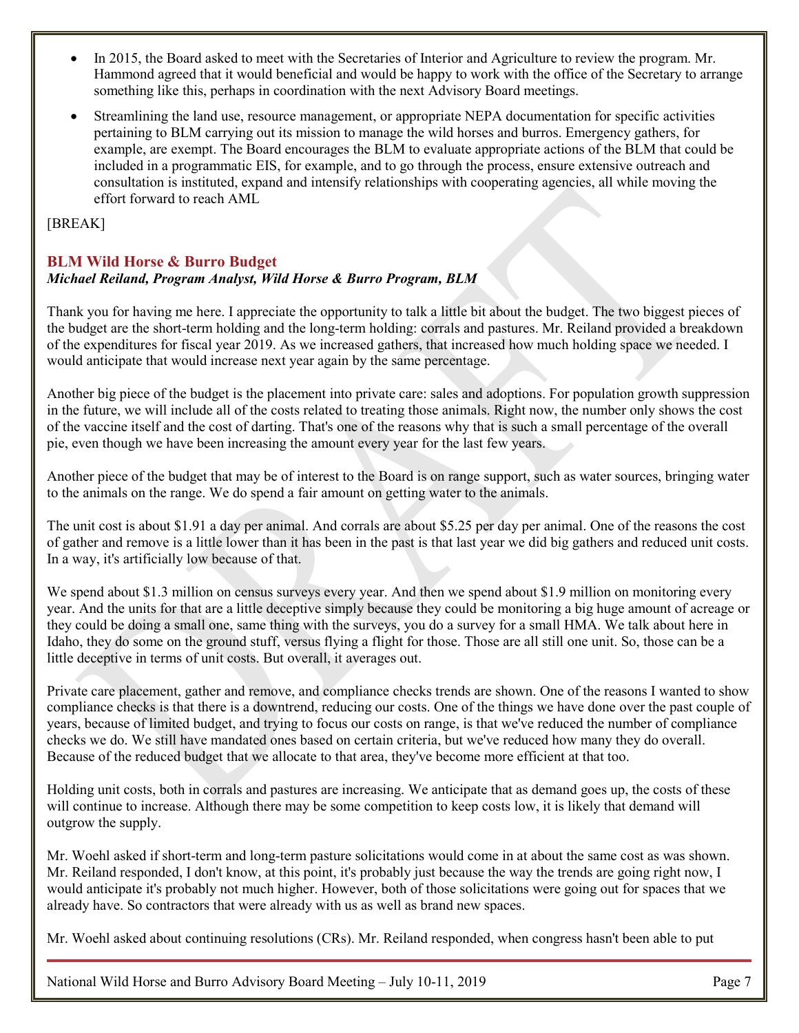- In 2015, the Board asked to meet with the Secretaries of Interior and Agriculture to review the program. Mr. Hammond agreed that it would beneficial and would be happy to work with the office of the Secretary to arrange something like this, perhaps in coordination with the next Advisory Board meetings.
- Streamlining the land use, resource management, or appropriate NEPA documentation for specific activities pertaining to BLM carrying out its mission to manage the wild horses and burros. Emergency gathers, for example, are exempt. The Board encourages the BLM to evaluate appropriate actions of the BLM that could be included in a programmatic EIS, for example, and to go through the process, ensure extensive outreach and consultation is instituted, expand and intensify relationships with cooperating agencies, all while moving the effort forward to reach AML

[BREAK]

### BLM Wild Horse & Burro Budget

***Michael Reiland, Program Analyst, Wild Horse & Burro Program, BLM***

Thank you for having me here. I appreciate the opportunity to talk a little bit about the budget. The two biggest pieces of the budget are the short-term holding and the long-term holding: corrals and pastures. Mr. Reiland provided a breakdown of the expenditures for fiscal year 2019. As we increased gathers, that increased how much holding space we needed. I would anticipate that would increase next year again by the same percentage.

Another big piece of the budget is the placement into private care: sales and adoptions. For population growth suppression in the future, we will include all of the costs related to treating those animals. Right now, the number only shows the cost of the vaccine itself and the cost of darting. That's one of the reasons why that is such a small percentage of the overall pie, even though we have been increasing the amount every year for the last few years.

Another piece of the budget that may be of interest to the Board is on range support, such as water sources, bringing water to the animals on the range. We do spend a fair amount on getting water to the animals.

The unit cost is about $1.91 a day per animal. And corrals are about $5.25 per day per animal. One of the reasons the cost of gather and remove is a little lower than it has been in the past is that last year we did big gathers and reduced unit costs. In a way, it's artificially low because of that.

We spend about $1.3 million on census surveys every year. And then we spend about $1.9 million on monitoring every year. And the units for that are a little deceptive simply because they could be monitoring a big huge amount of acreage or they could be doing a small one, same thing with the surveys, you do a survey for a small HMA. We talk about here in Idaho, they do some on the ground stuff, versus flying a flight for those. Those are all still one unit. So, those can be a little deceptive in terms of unit costs. But overall, it averages out.

Private care placement, gather and remove, and compliance checks trends are shown. One of the reasons I wanted to show compliance checks is that there is a downtrend, reducing our costs. One of the things we have done over the past couple of years, because of limited budget, and trying to focus our costs on range, is that we've reduced the number of compliance checks we do. We still have mandated ones based on certain criteria, but we've reduced how many they do overall. Because of the reduced budget that we allocate to that area, they've become more efficient at that too.

Holding unit costs, both in corrals and pastures are increasing. We anticipate that as demand goes up, the costs of these will continue to increase. Although there may be some competition to keep costs low, it is likely that demand will outgrow the supply.

Mr. Woehl asked if short-term and long-term pasture solicitations would come in at about the same cost as was shown. Mr. Reiland responded, I don't know, at this point, it's probably just because the way the trends are going right now, I would anticipate it's probably not much higher. However, both of those solicitations were going out for spaces that we already have. So contractors that were already with us as well as brand new spaces.

Mr. Woehl asked about continuing resolutions (CRs). Mr. Reiland responded, when congress hasn't been able to put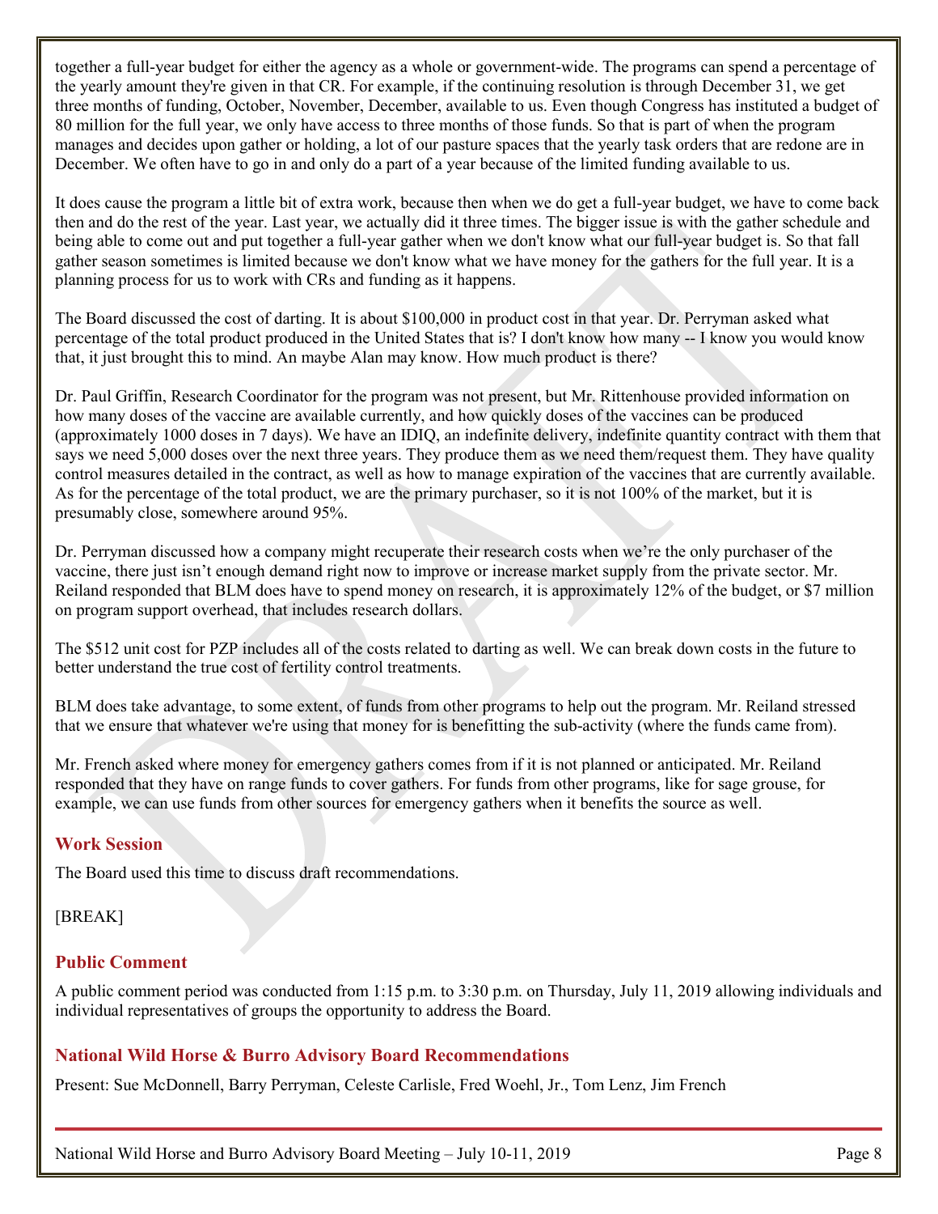together a full-year budget for either the agency as a whole or government-wide. The programs can spend a percentage of the yearly amount they're given in that CR. For example, if the continuing resolution is through December 31, we get three months of funding, October, November, December, available to us. Even though Congress has instituted a budget of 80 million for the full year, we only have access to three months of those funds. So that is part of when the program manages and decides upon gather or holding, a lot of our pasture spaces that the yearly task orders that are redone are in December. We often have to go in and only do a part of a year because of the limited funding available to us.

It does cause the program a little bit of extra work, because then when we do get a full-year budget, we have to come back then and do the rest of the year. Last year, we actually did it three times. The bigger issue is with the gather schedule and being able to come out and put together a full-year gather when we don't know what our full-year budget is. So that fall gather season sometimes is limited because we don't know what we have money for the gathers for the full year. It is a planning process for us to work with CRs and funding as it happens.

The Board discussed the cost of darting. It is about $100,000 in product cost in that year. Dr. Perryman asked what percentage of the total product produced in the United States that is? I don't know how many -- I know you would know that, it just brought this to mind. An maybe Alan may know. How much product is there?

Dr. Paul Griffin, Research Coordinator for the program was not present, but Mr. Rittenhouse provided information on how many doses of the vaccine are available currently, and how quickly doses of the vaccines can be produced (approximately 1000 doses in 7 days). We have an IDIQ, an indefinite delivery, indefinite quantity contract with them that says we need 5,000 doses over the next three years. They produce them as we need them/request them. They have quality control measures detailed in the contract, as well as how to manage expiration of the vaccines that are currently available. As for the percentage of the total product, we are the primary purchaser, so it is not 100% of the market, but it is presumably close, somewhere around 95%.

Dr. Perryman discussed how a company might recuperate their research costs when we're the only purchaser of the vaccine, there just isn't enough demand right now to improve or increase market supply from the private sector. Mr. Reiland responded that BLM does have to spend money on research, it is approximately 12% of the budget, or $7 million on program support overhead, that includes research dollars.

The $512 unit cost for PZP includes all of the costs related to darting as well. We can break down costs in the future to better understand the true cost of fertility control treatments.

BLM does take advantage, to some extent, of funds from other programs to help out the program. Mr. Reiland stressed that we ensure that whatever we're using that money for is benefitting the sub-activity (where the funds came from).

Mr. French asked where money for emergency gathers comes from if it is not planned or anticipated. Mr. Reiland responded that they have on range funds to cover gathers. For funds from other programs, like for sage grouse, for example, we can use funds from other sources for emergency gathers when it benefits the source as well.

## Work Session

The Board used this time to discuss draft recommendations.

[BREAK]

## Public Comment

A public comment period was conducted from 1:15 p.m. to 3:30 p.m. on Thursday, July 11, 2019 allowing individuals and individual representatives of groups the opportunity to address the Board.

## National Wild Horse & Burro Advisory Board Recommendations

Present: Sue McDonnell, Barry Perryman, Celeste Carlisle, Fred Woehl, Jr., Tom Lenz, Jim French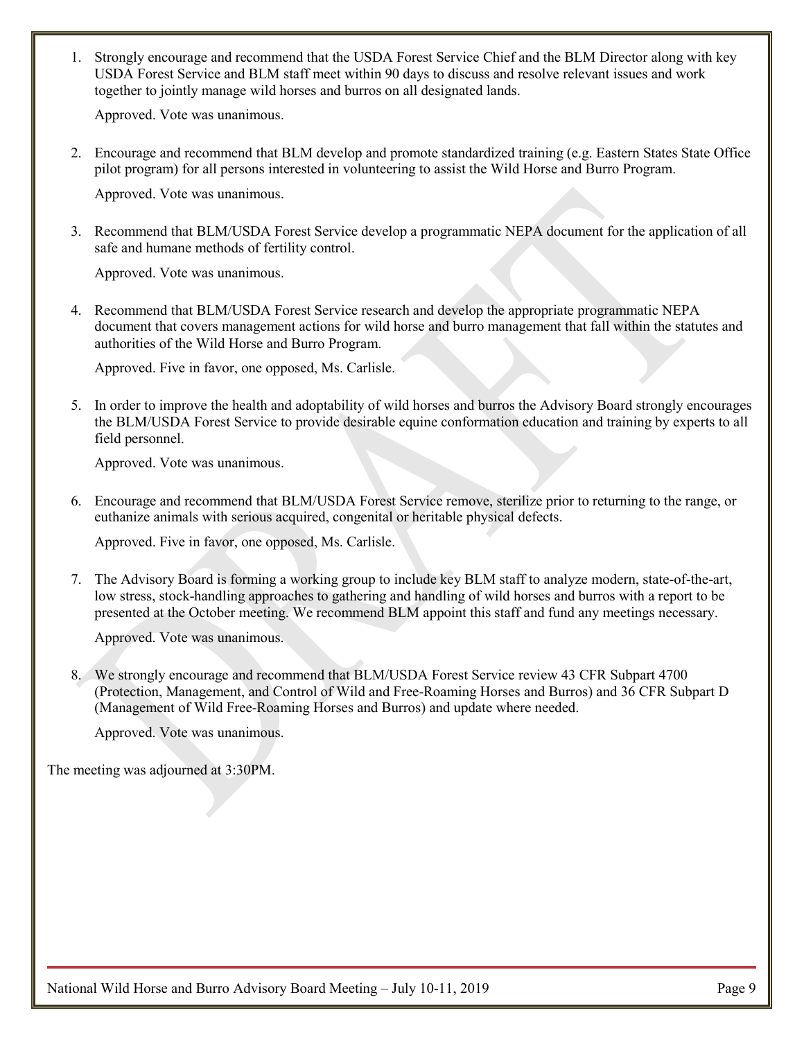1. Strongly encourage and recommend that the USDA Forest Service Chief and the BLM Director along with key USDA Forest Service and BLM staff meet within 90 days to discuss and resolve relevant issues and work together to jointly manage wild horses and burros on all designated lands.

   Approved. Vote was unanimous.

2. Encourage and recommend that BLM develop and promote standardized training (e.g. Eastern States State Office pilot program) for all persons interested in volunteering to assist the Wild Horse and Burro Program.

   Approved. Vote was unanimous.

3. Recommend that BLM/USDA Forest Service develop a programmatic NEPA document for the application of all safe and humane methods of fertility control.

   Approved. Vote was unanimous.

4. Recommend that BLM/USDA Forest Service research and develop the appropriate programmatic NEPA document that covers management actions for wild horse and burro management that fall within the statutes and authorities of the Wild Horse and Burro Program.

   Approved. Five in favor, one opposed, Ms. Carlisle.

5. In order to improve the health and adoptability of wild horses and burros the Advisory Board strongly encourages the BLM/USDA Forest Service to provide desirable equine conformation education and training by experts to all field personnel.

   Approved. Vote was unanimous.

6. Encourage and recommend that BLM/USDA Forest Service remove, sterilize prior to returning to the range, or euthanize animals with serious acquired, congenital or heritable physical defects.

   Approved. Five in favor, one opposed, Ms. Carlisle.

7. The Advisory Board is forming a working group to include key BLM staff to analyze modern, state-of-the-art, low stress, stock-handling approaches to gathering and handling of wild horses and burros with a report to be presented at the October meeting. We recommend BLM appoint this staff and fund any meetings necessary.

   Approved. Vote was unanimous.

8. We strongly encourage and recommend that BLM/USDA Forest Service review 43 CFR Subpart 4700 (Protection, Management, and Control of Wild and Free-Roaming Horses and Burros) and 36 CFR Subpart D (Management of Wild Free-Roaming Horses and Burros) and update where needed.

   Approved. Vote was unanimous.

The meeting was adjourned at 3:30PM.